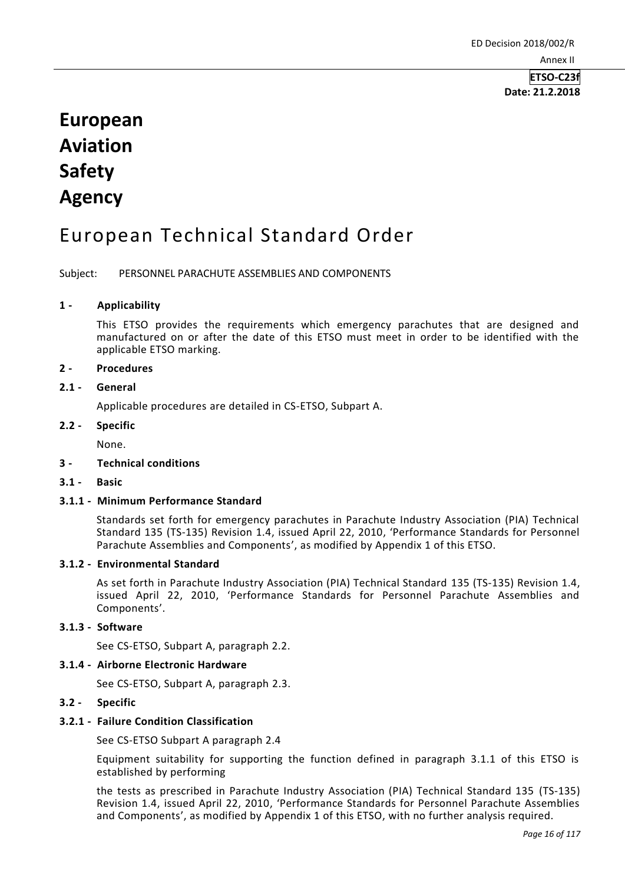**ETSO-C23f**
**Date: 21.2.2018**

# European Aviation Safety Agency

## European Technical Standard Order

Subject: PERSONNEL PARACHUTE ASSEMBLIES AND COMPONENTS

### 1 - Applicability

This ETSO provides the requirements which emergency parachutes that are designed and manufactured on or after the date of this ETSO must meet in order to be identified with the applicable ETSO marking.

### 2 - Procedures

#### 2.1 - General

Applicable procedures are detailed in CS-ETSO, Subpart A.

#### 2.2 - Specific

None.

### 3 - Technical conditions

#### 3.1 - Basic

##### 3.1.1 - Minimum Performance Standard

Standards set forth for emergency parachutes in Parachute Industry Association (PIA) Technical Standard 135 (TS-135) Revision 1.4, issued April 22, 2010, 'Performance Standards for Personnel Parachute Assemblies and Components', as modified by Appendix 1 of this ETSO.

##### 3.1.2 - Environmental Standard

As set forth in Parachute Industry Association (PIA) Technical Standard 135 (TS-135) Revision 1.4, issued April 22, 2010, 'Performance Standards for Personnel Parachute Assemblies and Components'.

##### 3.1.3 - Software

See CS-ETSO, Subpart A, paragraph 2.2.

##### 3.1.4 - Airborne Electronic Hardware

See CS-ETSO, Subpart A, paragraph 2.3.

#### 3.2 - Specific

##### 3.2.1 - Failure Condition Classification

See CS-ETSO Subpart A paragraph 2.4

Equipment suitability for supporting the function defined in paragraph 3.1.1 of this ETSO is established by performing

the tests as prescribed in Parachute Industry Association (PIA) Technical Standard 135 (TS-135) Revision 1.4, issued April 22, 2010, 'Performance Standards for Personnel Parachute Assemblies and Components', as modified by Appendix 1 of this ETSO, with no further analysis required.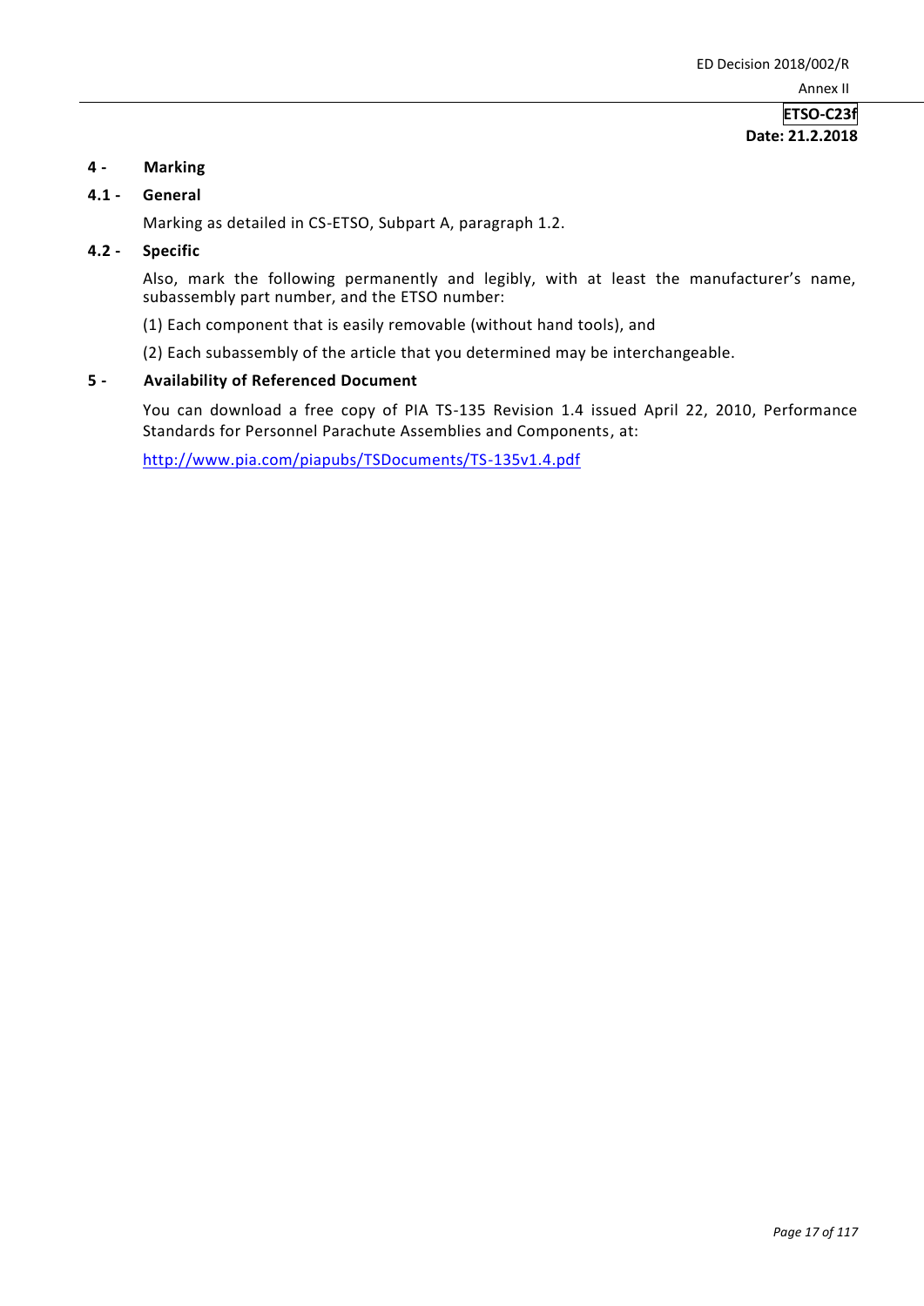## 4 - Marking

### 4.1 - General

Marking as detailed in CS-ETSO, Subpart A, paragraph 1.2.

### 4.2 - Specific

Also, mark the following permanently and legibly, with at least the manufacturer's name, subassembly part number, and the ETSO number:

(1) Each component that is easily removable (without hand tools), and

(2) Each subassembly of the article that you determined may be interchangeable.

## 5 - Availability of Referenced Document

You can download a free copy of PIA TS-135 Revision 1.4 issued April 22, 2010, Performance Standards for Personnel Parachute Assemblies and Components, at:

http://www.pia.com/piapubs/TSDocuments/TS-135v1.4.pdf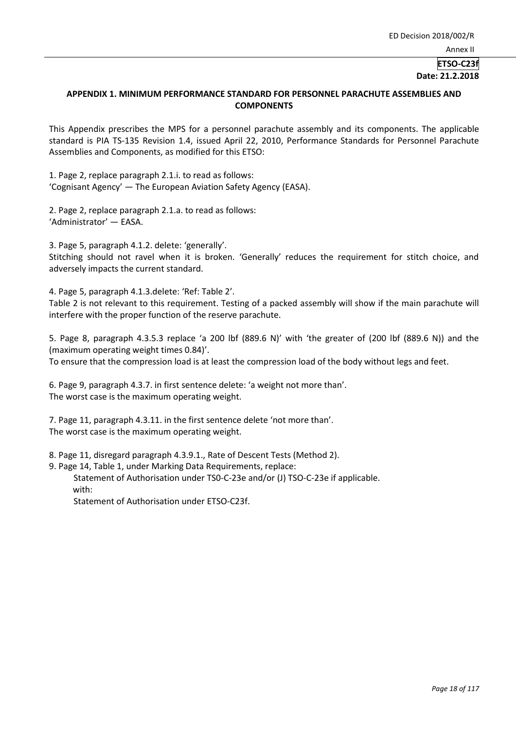## APPENDIX 1. MINIMUM PERFORMANCE STANDARD FOR PERSONNEL PARACHUTE ASSEMBLIES AND COMPONENTS

This Appendix prescribes the MPS for a personnel parachute assembly and its components. The applicable standard is PIA TS-135 Revision 1.4, issued April 22, 2010, Performance Standards for Personnel Parachute Assemblies and Components, as modified for this ETSO:

1. Page 2, replace paragraph 2.1.i. to read as follows:
'Cognisant Agency' — The European Aviation Safety Agency (EASA).

2. Page 2, replace paragraph 2.1.a. to read as follows:
'Administrator' — EASA.

3. Page 5, paragraph 4.1.2. delete: 'generally'.
Stitching should not ravel when it is broken. 'Generally' reduces the requirement for stitch choice, and adversely impacts the current standard.

4. Page 5, paragraph 4.1.3.delete: 'Ref: Table 2'.
Table 2 is not relevant to this requirement. Testing of a packed assembly will show if the main parachute will interfere with the proper function of the reserve parachute.

5. Page 8, paragraph 4.3.5.3 replace 'a 200 lbf (889.6 N)' with 'the greater of (200 lbf (889.6 N)) and the (maximum operating weight times 0.84)'.
To ensure that the compression load is at least the compression load of the body without legs and feet.

6. Page 9, paragraph 4.3.7. in first sentence delete: 'a weight not more than'.
The worst case is the maximum operating weight.

7. Page 11, paragraph 4.3.11. in the first sentence delete 'not more than'.
The worst case is the maximum operating weight.

8. Page 11, disregard paragraph 4.3.9.1., Rate of Descent Tests (Method 2).

9. Page 14, Table 1, under Marking Data Requirements, replace:
   Statement of Authorisation under TS0-C-23e and/or (J) TSO-C-23e if applicable.
   with:
   Statement of Authorisation under ETSO-C23f.